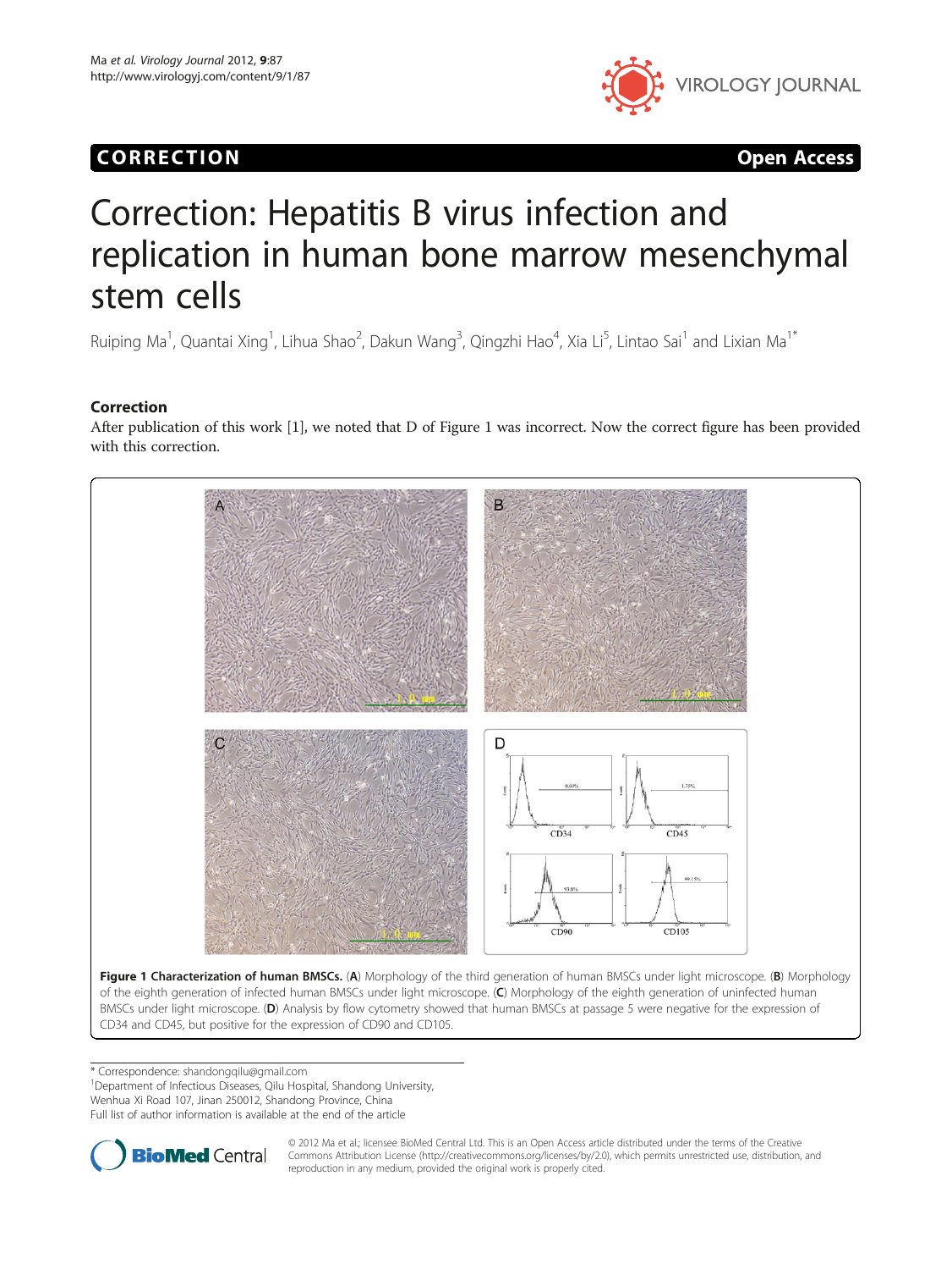# CORRECTION

# Correction: Hepatitis B virus infection and replication in human bone marrow mesenchymal stem cells

Ruiping Ma[1], Quantai Xing[1], Lihua Shao[2], Dakun Wang[3], Qingzhi Hao[4], Xia Li[5], Lintao Sai[1] and Lixian Ma[1*]

## Correction

After publication of this work [1], we noted that D of Figure 1 was incorrect. Now the correct figure has been provided with this correction.

**Figure 1 Characterization of human BMSCs.** (**A**) Morphology of the third generation of human BMSCs under light microscope. (**B**) Morphology of the eighth generation of infected human BMSCs under light microscope. (**C**) Morphology of the eighth generation of uninfected human BMSCs under light microscope. (**D**) Analysis by flow cytometry showed that human BMSCs at passage 5 were negative for the expression of CD34 and CD45, but positive for the expression of CD90 and CD105.

\* Correspondence: shandongqilu@gmail.com

[1]Department of Infectious Diseases, Qilu Hospital, Shandong University, Wenhua Xi Road 107, Jinan 250012, Shandong Province, China

Full list of author information is available at the end of the article

© 2012 Ma et al.; licensee BioMed Central Ltd. This is an Open Access article distributed under the terms of the Creative Commons Attribution License (http://creativecommons.org/licenses/by/2.0), which permits unrestricted use, distribution, and reproduction in any medium, provided the original work is properly cited.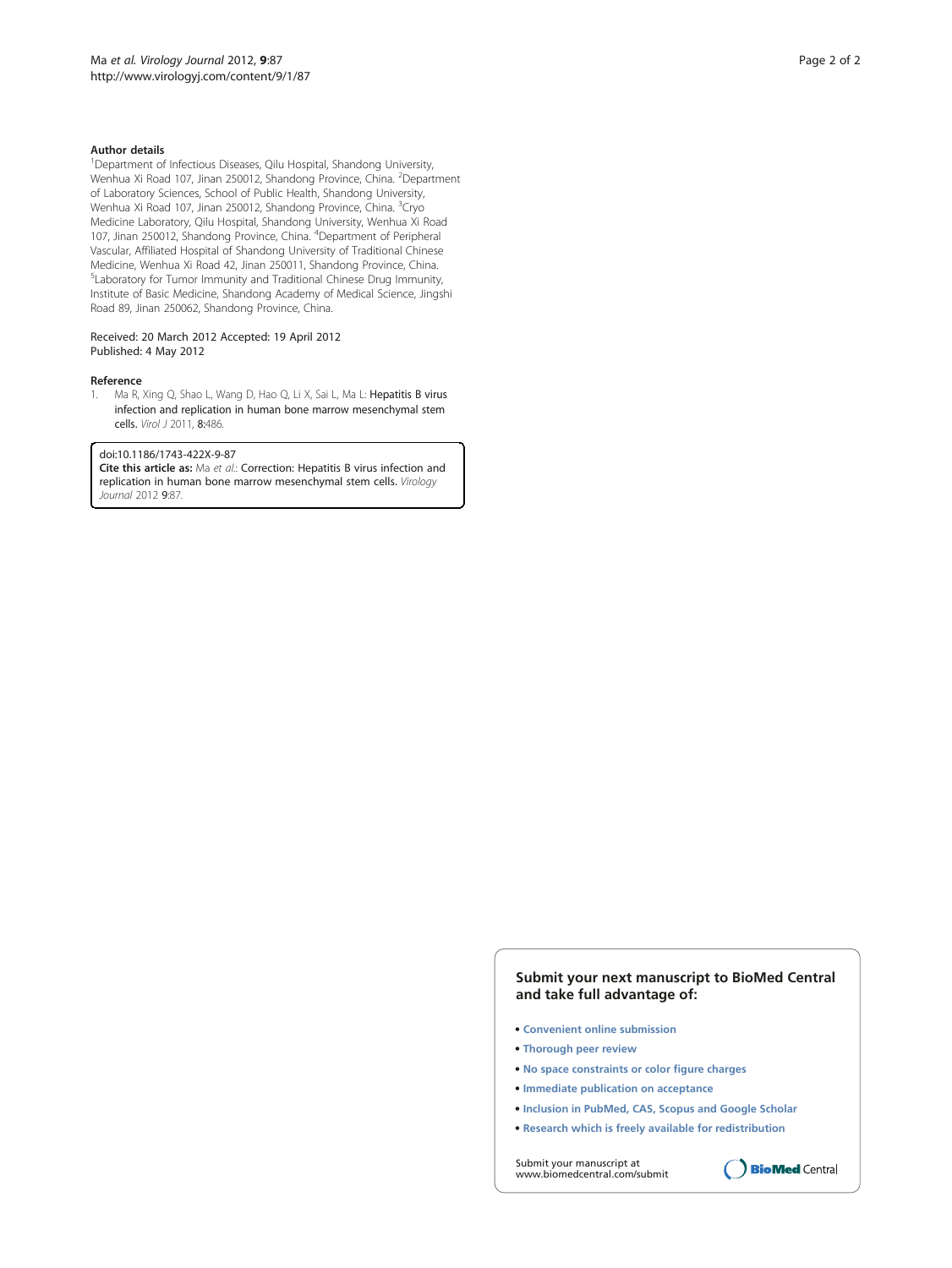#### Author details

[1]Department of Infectious Diseases, Qilu Hospital, Shandong University, Wenhua Xi Road 107, Jinan 250012, Shandong Province, China. [2]Department of Laboratory Sciences, School of Public Health, Shandong University, Wenhua Xi Road 107, Jinan 250012, Shandong Province, China. [3]Cryo Medicine Laboratory, Qilu Hospital, Shandong University, Wenhua Xi Road 107, Jinan 250012, Shandong Province, China. [4]Department of Peripheral Vascular, Affiliated Hospital of Shandong University of Traditional Chinese Medicine, Wenhua Xi Road 42, Jinan 250011, Shandong Province, China. [5]Laboratory for Tumor Immunity and Traditional Chinese Drug Immunity, Institute of Basic Medicine, Shandong Academy of Medical Science, Jingshi Road 89, Jinan 250062, Shandong Province, China.

Received: 20 March 2012 Accepted: 19 April 2012
Published: 4 May 2012

#### Reference

1. Ma R, Xing Q, Shao L, Wang D, Hao Q, Li X, Sai L, Ma L: **Hepatitis B virus infection and replication in human bone marrow mesenchymal stem cells.** *Virol J* 2011, **8**:486.

doi:10.1186/1743-422X-9-87
**Cite this article as:** Ma *et al.*: Correction: Hepatitis B virus infection and replication in human bone marrow mesenchymal stem cells. *Virology Journal* 2012 **9**:87.

**Submit your next manuscript to BioMed Central and take full advantage of:**

- **Convenient online submission**
- **Thorough peer review**
- **No space constraints or color figure charges**
- **Immediate publication on acceptance**
- **Inclusion in PubMed, CAS, Scopus and Google Scholar**
- **Research which is freely available for redistribution**

Submit your manuscript at
www.biomedcentral.com/submit

BioMed Central